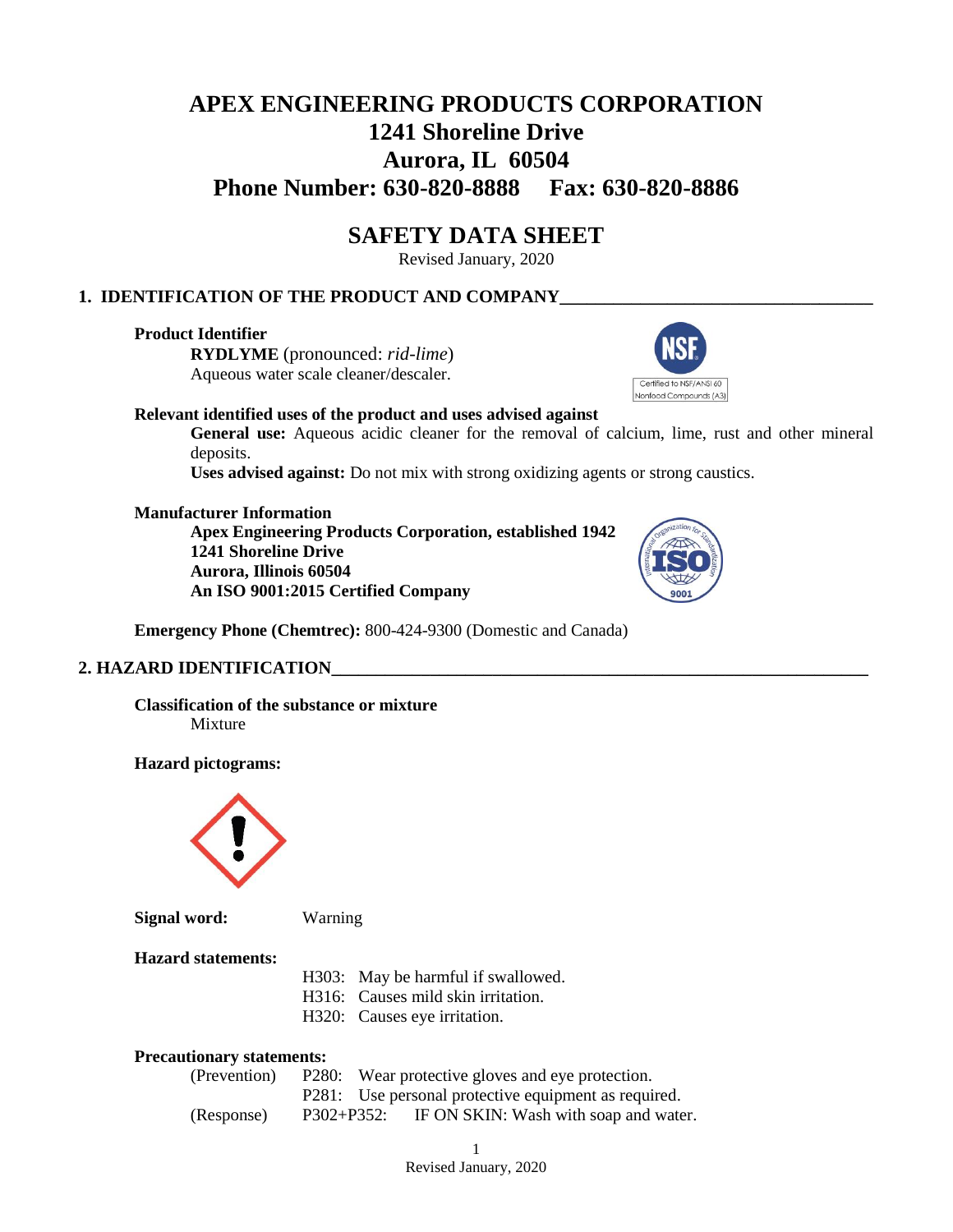# APEX ENGINEERING PRODUCTS CORPORATION
## 1241 Shoreline Drive
## Aurora, IL 60504
## Phone Number: 630-820-8888 Fax: 630-820-8886

# SAFETY DATA SHEET

Revised January, 2020

## 1. IDENTIFICATION OF THE PRODUCT AND COMPANY

**Product Identifier**

**RYDLYME** (pronounced: *rid-lime*)
Aqueous water scale cleaner/descaler.

Certified to NSF/ANSI 60 Nonfood Compounds (A3)

**Relevant identified uses of the product and uses advised against**

**General use:** Aqueous acidic cleaner for the removal of calcium, lime, rust and other mineral deposits.

**Uses advised against:** Do not mix with strong oxidizing agents or strong caustics.

**Manufacturer Information**

**Apex Engineering Products Corporation, established 1942**
**1241 Shoreline Drive**
**Aurora, Illinois 60504**
**An ISO 9001:2015 Certified Company**

**Emergency Phone (Chemtrec):** 800-424-9300 (Domestic and Canada)

## 2. HAZARD IDENTIFICATION

**Classification of the substance or mixture**

Mixture

**Hazard pictograms:**

**Signal word:** Warning

**Hazard statements:**

H303: May be harmful if swallowed.
H316: Causes mild skin irritation.
H320: Causes eye irritation.

**Precautionary statements:**

(Prevention) P280: Wear protective gloves and eye protection.
P281: Use personal protective equipment as required.
(Response) P302+P352: IF ON SKIN: Wash with soap and water.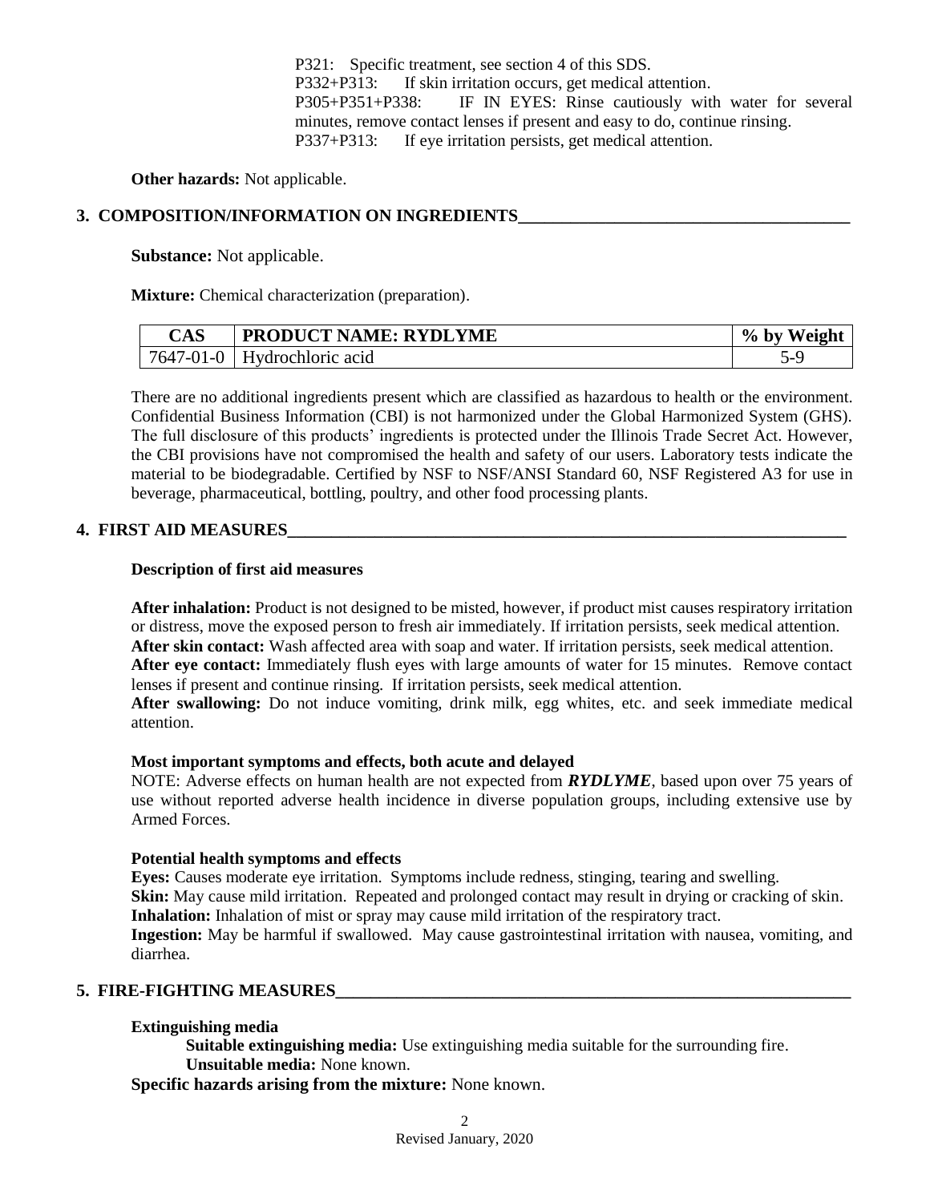P321: Specific treatment, see section 4 of this SDS.
P332+P313: If skin irritation occurs, get medical attention.
P305+P351+P338: IF IN EYES: Rinse cautiously with water for several minutes, remove contact lenses if present and easy to do, continue rinsing.
P337+P313: If eye irritation persists, get medical attention.

**Other hazards:** Not applicable.

## 3. COMPOSITION/INFORMATION ON INGREDIENTS

**Substance:** Not applicable.

**Mixture:** Chemical characterization (preparation).

| CAS | PRODUCT NAME: RYDLYME | % by Weight |
|---|---|---|
| 7647-01-0 | Hydrochloric acid | 5-9 |

There are no additional ingredients present which are classified as hazardous to health or the environment. Confidential Business Information (CBI) is not harmonized under the Global Harmonized System (GHS). The full disclosure of this products' ingredients is protected under the Illinois Trade Secret Act. However, the CBI provisions have not compromised the health and safety of our users. Laboratory tests indicate the material to be biodegradable. Certified by NSF to NSF/ANSI Standard 60, NSF Registered A3 for use in beverage, pharmaceutical, bottling, poultry, and other food processing plants.

## 4. FIRST AID MEASURES

**Description of first aid measures**

**After inhalation:** Product is not designed to be misted, however, if product mist causes respiratory irritation or distress, move the exposed person to fresh air immediately. If irritation persists, seek medical attention.
**After skin contact:** Wash affected area with soap and water. If irritation persists, seek medical attention.
**After eye contact:** Immediately flush eyes with large amounts of water for 15 minutes. Remove contact lenses if present and continue rinsing. If irritation persists, seek medical attention.
**After swallowing:** Do not induce vomiting, drink milk, egg whites, etc. and seek immediate medical attention.

**Most important symptoms and effects, both acute and delayed**
NOTE: Adverse effects on human health are not expected from ***RYDLYME***, based upon over 75 years of use without reported adverse health incidence in diverse population groups, including extensive use by Armed Forces.

**Potential health symptoms and effects**
**Eyes:** Causes moderate eye irritation. Symptoms include redness, stinging, tearing and swelling.
**Skin:** May cause mild irritation. Repeated and prolonged contact may result in drying or cracking of skin.
**Inhalation:** Inhalation of mist or spray may cause mild irritation of the respiratory tract.
**Ingestion:** May be harmful if swallowed. May cause gastrointestinal irritation with nausea, vomiting, and diarrhea.

## 5. FIRE-FIGHTING MEASURES

**Extinguishing media**
**Suitable extinguishing media:** Use extinguishing media suitable for the surrounding fire.
**Unsuitable media:** None known.
**Specific hazards arising from the mixture:** None known.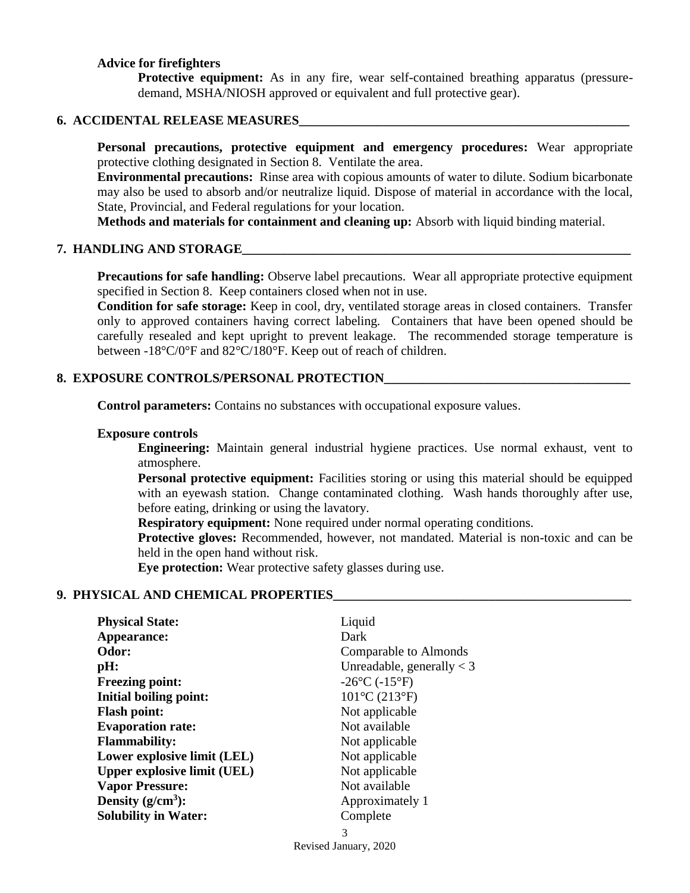**Advice for firefighters**

**Protective equipment:** As in any fire, wear self-contained breathing apparatus (pressure-demand, MSHA/NIOSH approved or equivalent and full protective gear).

## 6. ACCIDENTAL RELEASE MEASURES

**Personal precautions, protective equipment and emergency procedures:** Wear appropriate protective clothing designated in Section 8. Ventilate the area.

**Environmental precautions:** Rinse area with copious amounts of water to dilute. Sodium bicarbonate may also be used to absorb and/or neutralize liquid. Dispose of material in accordance with the local, State, Provincial, and Federal regulations for your location.

**Methods and materials for containment and cleaning up:** Absorb with liquid binding material.

## 7. HANDLING AND STORAGE

**Precautions for safe handling:** Observe label precautions. Wear all appropriate protective equipment specified in Section 8. Keep containers closed when not in use.

**Condition for safe storage:** Keep in cool, dry, ventilated storage areas in closed containers. Transfer only to approved containers having correct labeling. Containers that have been opened should be carefully resealed and kept upright to prevent leakage. The recommended storage temperature is between -18°C/0°F and 82°C/180°F. Keep out of reach of children.

## 8. EXPOSURE CONTROLS/PERSONAL PROTECTION

**Control parameters:** Contains no substances with occupational exposure values.

**Exposure controls**

**Engineering:** Maintain general industrial hygiene practices. Use normal exhaust, vent to atmosphere.

**Personal protective equipment:** Facilities storing or using this material should be equipped with an eyewash station. Change contaminated clothing. Wash hands thoroughly after use, before eating, drinking or using the lavatory.

**Respiratory equipment:** None required under normal operating conditions.

**Protective gloves:** Recommended, however, not mandated. Material is non-toxic and can be held in the open hand without risk.

**Eye protection:** Wear protective safety glasses during use.

## 9. PHYSICAL AND CHEMICAL PROPERTIES

| | |
|---|---|
| **Physical State:** | Liquid |
| **Appearance:** | Dark |
| **Odor:** | Comparable to Almonds |
| **pH:** | Unreadable, generally < 3 |
| **Freezing point:** | -26°C (-15°F) |
| **Initial boiling point:** | 101°C (213°F) |
| **Flash point:** | Not applicable |
| **Evaporation rate:** | Not available |
| **Flammability:** | Not applicable |
| **Lower explosive limit (LEL)** | Not applicable |
| **Upper explosive limit (UEL)** | Not applicable |
| **Vapor Pressure:** | Not available |
| **Density ($g/cm^3$):** | Approximately 1 |
| **Solubility in Water:** | Complete |

Revised January, 2020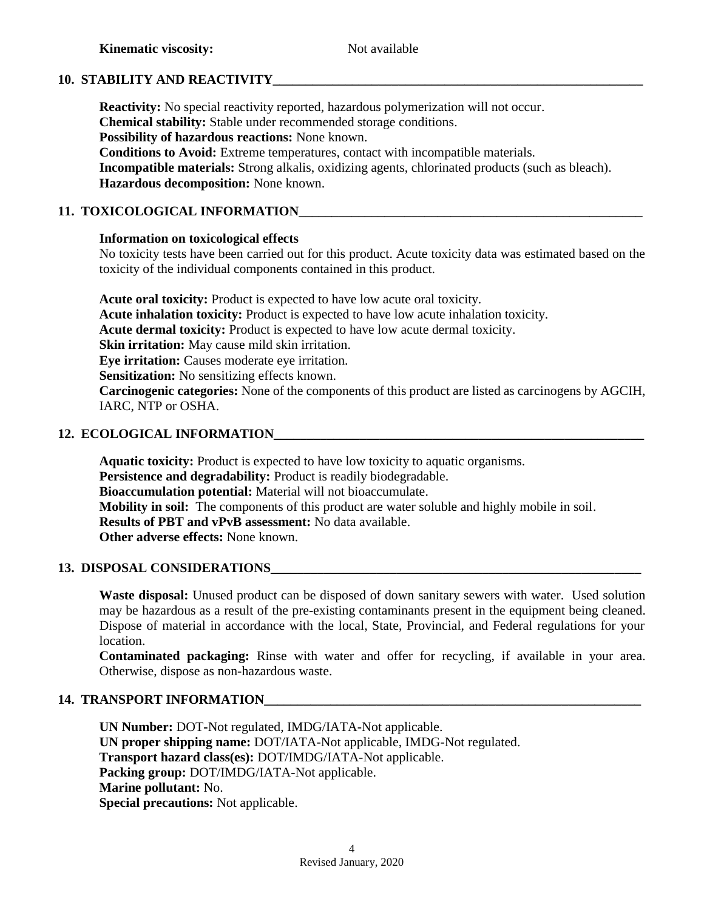**Kinematic viscosity:** Not available

## 10. STABILITY AND REACTIVITY

**Reactivity:** No special reactivity reported, hazardous polymerization will not occur.
**Chemical stability:** Stable under recommended storage conditions.
**Possibility of hazardous reactions:** None known.
**Conditions to Avoid:** Extreme temperatures, contact with incompatible materials.
**Incompatible materials:** Strong alkalis, oxidizing agents, chlorinated products (such as bleach).
**Hazardous decomposition:** None known.

## 11. TOXICOLOGICAL INFORMATION

**Information on toxicological effects**
No toxicity tests have been carried out for this product. Acute toxicity data was estimated based on the toxicity of the individual components contained in this product.

**Acute oral toxicity:** Product is expected to have low acute oral toxicity.
**Acute inhalation toxicity:** Product is expected to have low acute inhalation toxicity.
**Acute dermal toxicity:** Product is expected to have low acute dermal toxicity.
**Skin irritation:** May cause mild skin irritation.
**Eye irritation:** Causes moderate eye irritation.
**Sensitization:** No sensitizing effects known.
**Carcinogenic categories:** None of the components of this product are listed as carcinogens by AGCIH, IARC, NTP or OSHA.

## 12. ECOLOGICAL INFORMATION

**Aquatic toxicity:** Product is expected to have low toxicity to aquatic organisms.
**Persistence and degradability:** Product is readily biodegradable.
**Bioaccumulation potential:** Material will not bioaccumulate.
**Mobility in soil:** The components of this product are water soluble and highly mobile in soil.
**Results of PBT and vPvB assessment:** No data available.
**Other adverse effects:** None known.

## 13. DISPOSAL CONSIDERATIONS

**Waste disposal:** Unused product can be disposed of down sanitary sewers with water. Used solution may be hazardous as a result of the pre-existing contaminants present in the equipment being cleaned. Dispose of material in accordance with the local, State, Provincial, and Federal regulations for your location.
**Contaminated packaging:** Rinse with water and offer for recycling, if available in your area. Otherwise, dispose as non-hazardous waste.

## 14. TRANSPORT INFORMATION

**UN Number:** DOT-Not regulated, IMDG/IATA-Not applicable.
**UN proper shipping name:** DOT/IATA-Not applicable, IMDG-Not regulated.
**Transport hazard class(es):** DOT/IMDG/IATA-Not applicable.
**Packing group:** DOT/IMDG/IATA-Not applicable.
**Marine pollutant:** No.
**Special precautions:** Not applicable.

Revised January, 2020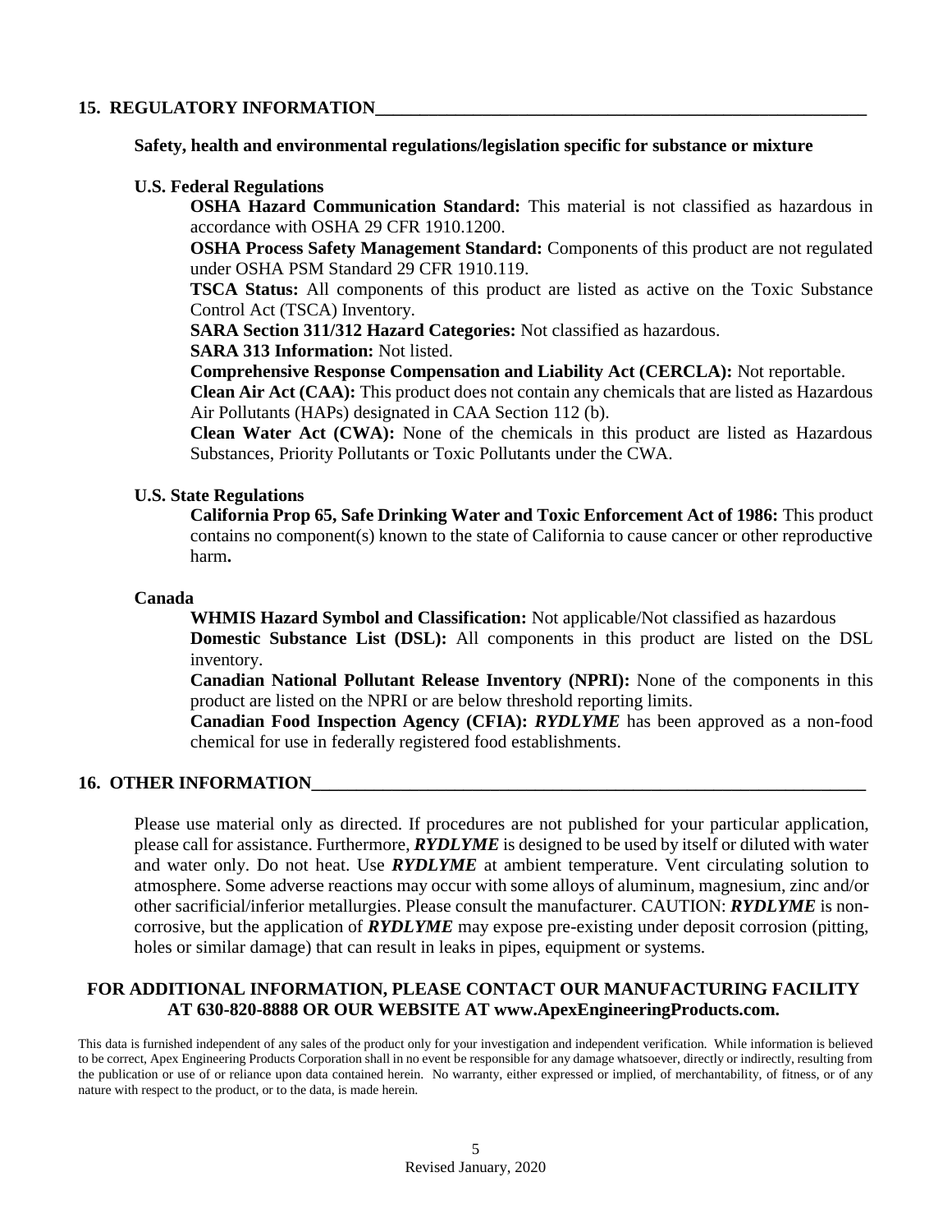## 15. REGULATORY INFORMATION

**Safety, health and environmental regulations/legislation specific for substance or mixture**

**U.S. Federal Regulations**

**OSHA Hazard Communication Standard:** This material is not classified as hazardous in accordance with OSHA 29 CFR 1910.1200.

**OSHA Process Safety Management Standard:** Components of this product are not regulated under OSHA PSM Standard 29 CFR 1910.119.

**TSCA Status:** All components of this product are listed as active on the Toxic Substance Control Act (TSCA) Inventory.

**SARA Section 311/312 Hazard Categories:** Not classified as hazardous.

**SARA 313 Information:** Not listed.

**Comprehensive Response Compensation and Liability Act (CERCLA):** Not reportable.

**Clean Air Act (CAA):** This product does not contain any chemicals that are listed as Hazardous Air Pollutants (HAPs) designated in CAA Section 112 (b).

**Clean Water Act (CWA):** None of the chemicals in this product are listed as Hazardous Substances, Priority Pollutants or Toxic Pollutants under the CWA.

**U.S. State Regulations**

**California Prop 65, Safe Drinking Water and Toxic Enforcement Act of 1986:** This product contains no component(s) known to the state of California to cause cancer or other reproductive harm**.**

**Canada**

**WHMIS Hazard Symbol and Classification:** Not applicable/Not classified as hazardous

**Domestic Substance List (DSL):** All components in this product are listed on the DSL inventory.

**Canadian National Pollutant Release Inventory (NPRI):** None of the components in this product are listed on the NPRI or are below threshold reporting limits.

**Canadian Food Inspection Agency (CFIA):** ***RYDLYME*** has been approved as a non-food chemical for use in federally registered food establishments.

## 16. OTHER INFORMATION

Please use material only as directed. If procedures are not published for your particular application, please call for assistance. Furthermore, ***RYDLYME*** is designed to be used by itself or diluted with water and water only. Do not heat. Use ***RYDLYME*** at ambient temperature. Vent circulating solution to atmosphere. Some adverse reactions may occur with some alloys of aluminum, magnesium, zinc and/or other sacrificial/inferior metallurgies. Please consult the manufacturer. CAUTION: ***RYDLYME*** is non-corrosive, but the application of ***RYDLYME*** may expose pre-existing under deposit corrosion (pitting, holes or similar damage) that can result in leaks in pipes, equipment or systems.

**FOR ADDITIONAL INFORMATION, PLEASE CONTACT OUR MANUFACTURING FACILITY AT 630-820-8888 OR OUR WEBSITE AT www.ApexEngineeringProducts.com.**

This data is furnished independent of any sales of the product only for your investigation and independent verification. While information is believed to be correct, Apex Engineering Products Corporation shall in no event be responsible for any damage whatsoever, directly or indirectly, resulting from the publication or use of or reliance upon data contained herein. No warranty, either expressed or implied, of merchantability, of fitness, or of any nature with respect to the product, or to the data, is made herein.

Revised January, 2020